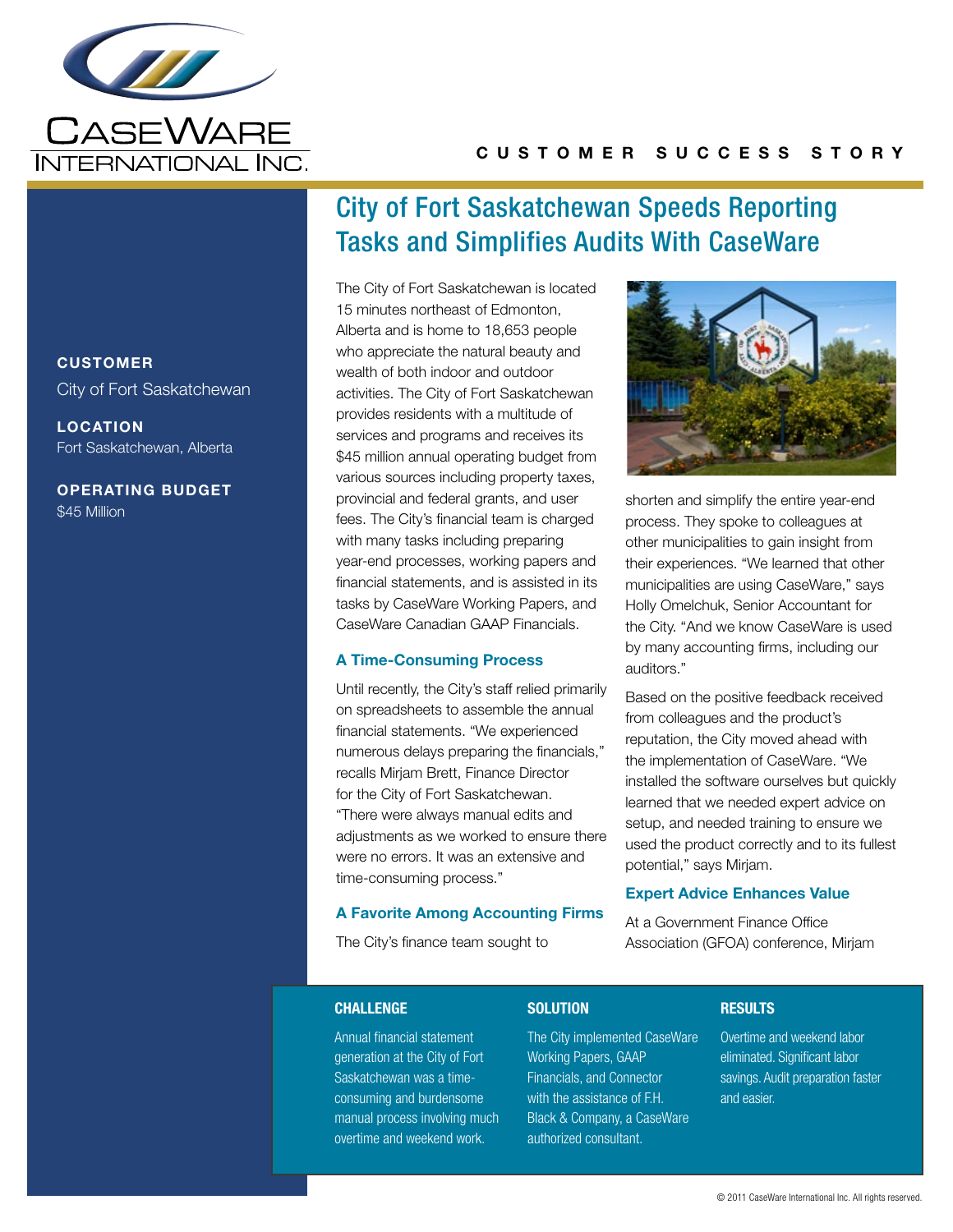CaseWare International Inc.

CUSTOMER SUCCESS STORY

# City of Fort Saskatchewan Speeds Reporting Tasks and Simplifies Audits With CaseWare

**CUSTOMER**
City of Fort Saskatchewan

**LOCATION**
Fort Saskatchewan, Alberta

**OPERATING BUDGET**
$45 Million

The City of Fort Saskatchewan is located 15 minutes northeast of Edmonton, Alberta and is home to 18,653 people who appreciate the natural beauty and wealth of both indoor and outdoor activities. The City of Fort Saskatchewan provides residents with a multitude of services and programs and receives its $45 million annual operating budget from various sources including property taxes, provincial and federal grants, and user fees. The City's financial team is charged with many tasks including preparing year-end processes, working papers and financial statements, and is assisted in its tasks by CaseWare Working Papers, and CaseWare Canadian GAAP Financials.

## A Time-Consuming Process

Until recently, the City's staff relied primarily on spreadsheets to assemble the annual financial statements. "We experienced numerous delays preparing the financials," recalls Mirjam Brett, Finance Director for the City of Fort Saskatchewan. "There were always manual edits and adjustments as we worked to ensure there were no errors. It was an extensive and time-consuming process."

## A Favorite Among Accounting Firms

The City's finance team sought to shorten and simplify the entire year-end process. They spoke to colleagues at other municipalities to gain insight from their experiences. "We learned that other municipalities are using CaseWare," says Holly Omelchuk, Senior Accountant for the City. "And we know CaseWare is used by many accounting firms, including our auditors."

Based on the positive feedback received from colleagues and the product's reputation, the City moved ahead with the implementation of CaseWare. "We installed the software ourselves but quickly learned that we needed expert advice on setup, and needed training to ensure we used the product correctly and to its fullest potential," says Mirjam.

## Expert Advice Enhances Value

At a Government Finance Office Association (GFOA) conference, Mirjam

**CHALLENGE**

Annual financial statement generation at the City of Fort Saskatchewan was a time-consuming and burdensome manual process involving much overtime and weekend work.

**SOLUTION**

The City implemented CaseWare Working Papers, GAAP Financials, and Connector with the assistance of F.H. Black & Company, a CaseWare authorized consultant.

**RESULTS**

Overtime and weekend labor eliminated. Significant labor savings. Audit preparation faster and easier.

© 2011 CaseWare International Inc. All rights reserved.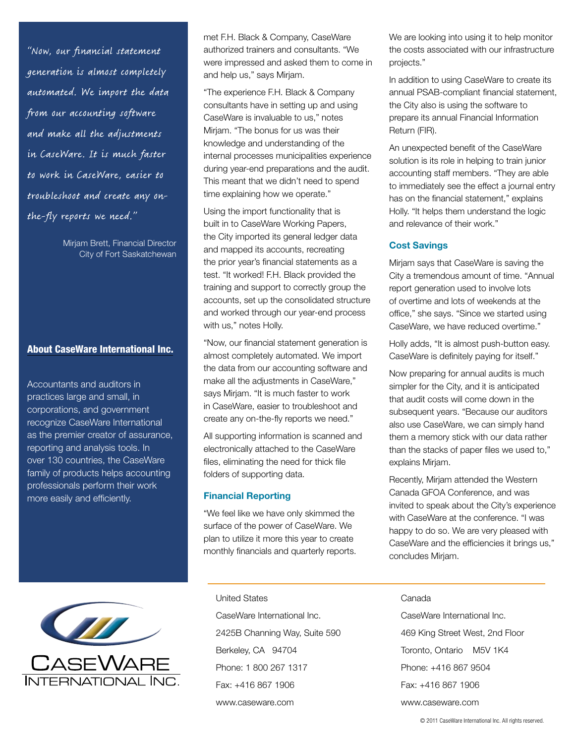*"Now, our financial statement generation is almost completely automated. We import the data from our accounting software and make all the adjustments in CaseWare. It is much faster to work in CaseWare, easier to troubleshoot and create any on-the-fly reports we need."*

Mirjam Brett, Financial Director
City of Fort Saskatchewan

met F.H. Black & Company, CaseWare authorized trainers and consultants. "We were impressed and asked them to come in and help us," says Mirjam.

"The experience F.H. Black & Company consultants have in setting up and using CaseWare is invaluable to us," notes Mirjam. "The bonus for us was their knowledge and understanding of the internal processes municipalities experience during year-end preparations and the audit. This meant that we didn't need to spend time explaining how we operate."

Using the import functionality that is built in to CaseWare Working Papers, the City imported its general ledger data and mapped its accounts, recreating the prior year's financial statements as a test. "It worked! F.H. Black provided the training and support to correctly group the accounts, set up the consolidated structure and worked through our year-end process with us," notes Holly.

"Now, our financial statement generation is almost completely automated. We import the data from our accounting software and make all the adjustments in CaseWare," says Mirjam. "It is much faster to work in CaseWare, easier to troubleshoot and create any on-the-fly reports we need."

All supporting information is scanned and electronically attached to the CaseWare files, eliminating the need for thick file folders of supporting data.

### Financial Reporting

"We feel like we have only skimmed the surface of the power of CaseWare. We plan to utilize it more this year to create monthly financials and quarterly reports. We are looking into using it to help monitor the costs associated with our infrastructure projects."

In addition to using CaseWare to create its annual PSAB-compliant financial statement, the City also is using the software to prepare its annual Financial Information Return (FIR).

An unexpected benefit of the CaseWare solution is its role in helping to train junior accounting staff members. "They are able to immediately see the effect a journal entry has on the financial statement," explains Holly. "It helps them understand the logic and relevance of their work."

### Cost Savings

Mirjam says that CaseWare is saving the City a tremendous amount of time. "Annual report generation used to involve lots of overtime and lots of weekends at the office," she says. "Since we started using CaseWare, we have reduced overtime."

Holly adds, "It is almost push-button easy. CaseWare is definitely paying for itself."

Now preparing for annual audits is much simpler for the City, and it is anticipated that audit costs will come down in the subsequent years. "Because our auditors also use CaseWare, we can simply hand them a memory stick with our data rather than the stacks of paper files we used to," explains Mirjam.

Recently, Mirjam attended the Western Canada GFOA Conference, and was invited to speak about the City's experience with CaseWare at the conference. "I was happy to do so. We are very pleased with CaseWare and the efficiencies it brings us," concludes Mirjam.

## About CaseWare International Inc.

Accountants and auditors in practices large and small, in corporations, and government recognize CaseWare International as the premier creator of assurance, reporting and analysis tools. In over 130 countries, the CaseWare family of products helps accounting professionals perform their work more easily and efficiently.

CASEWARE INTERNATIONAL INC.

United States
CaseWare International Inc.
2425B Channing Way, Suite 590
Berkeley, CA 94704
Phone: 1 800 267 1317
Fax: +416 867 1906
www.caseware.com

Canada
CaseWare International Inc.
469 King Street West, 2nd Floor
Toronto, Ontario M5V 1K4
Phone: +416 867 9504
Fax: +416 867 1906
www.caseware.com

© 2011 CaseWare International Inc. All rights reserved.